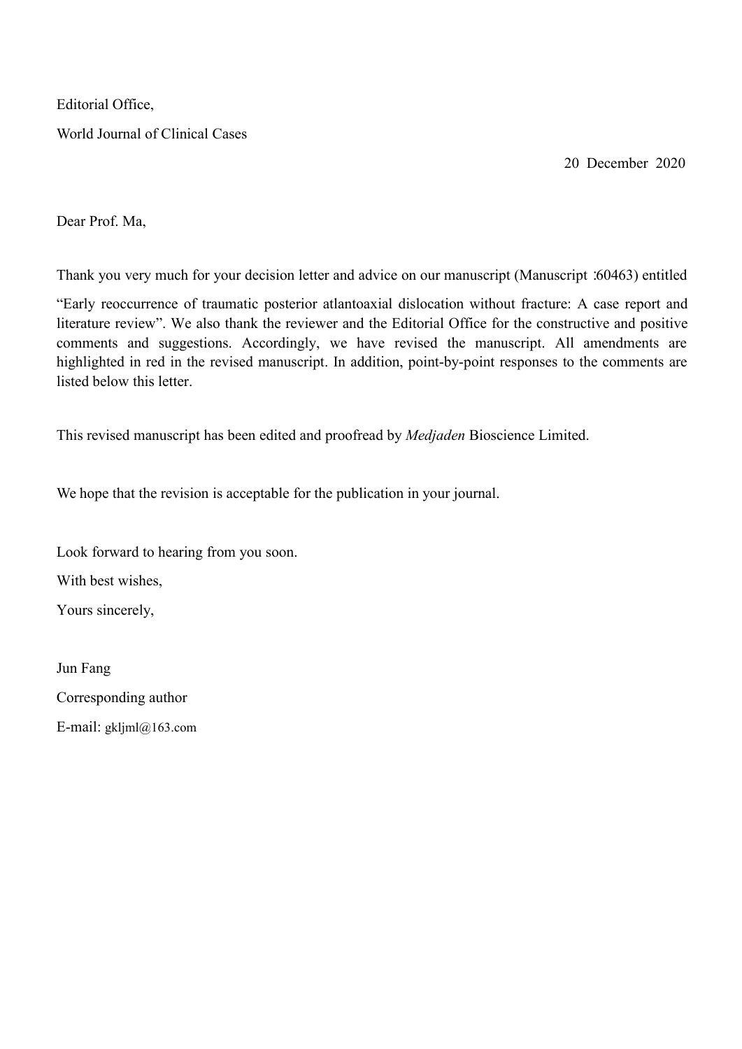Editorial Office,

World Journal of Clinical Cases

20 December 2020

Dear Prof. Ma,

Thank you very much for your decision letter and advice on our manuscript (Manuscript :60463) entitled "Early reoccurrence of traumatic posterior atlantoaxial dislocation without fracture: A case report and literature review". We also thank the reviewer and the Editorial Office for the constructive and positive comments and suggestions. Accordingly, we have revised the manuscript. All amendments are highlighted in red in the revised manuscript. In addition, point-by-point responses to the comments are listed below this letter.

This revised manuscript has been edited and proofread by *Medjaden* Bioscience Limited.

We hope that the revision is acceptable for the publication in your journal.

Look forward to hearing from you soon.

With best wishes,

Yours sincerely,

Jun Fang

Corresponding author

E-mail: gkljml@163.com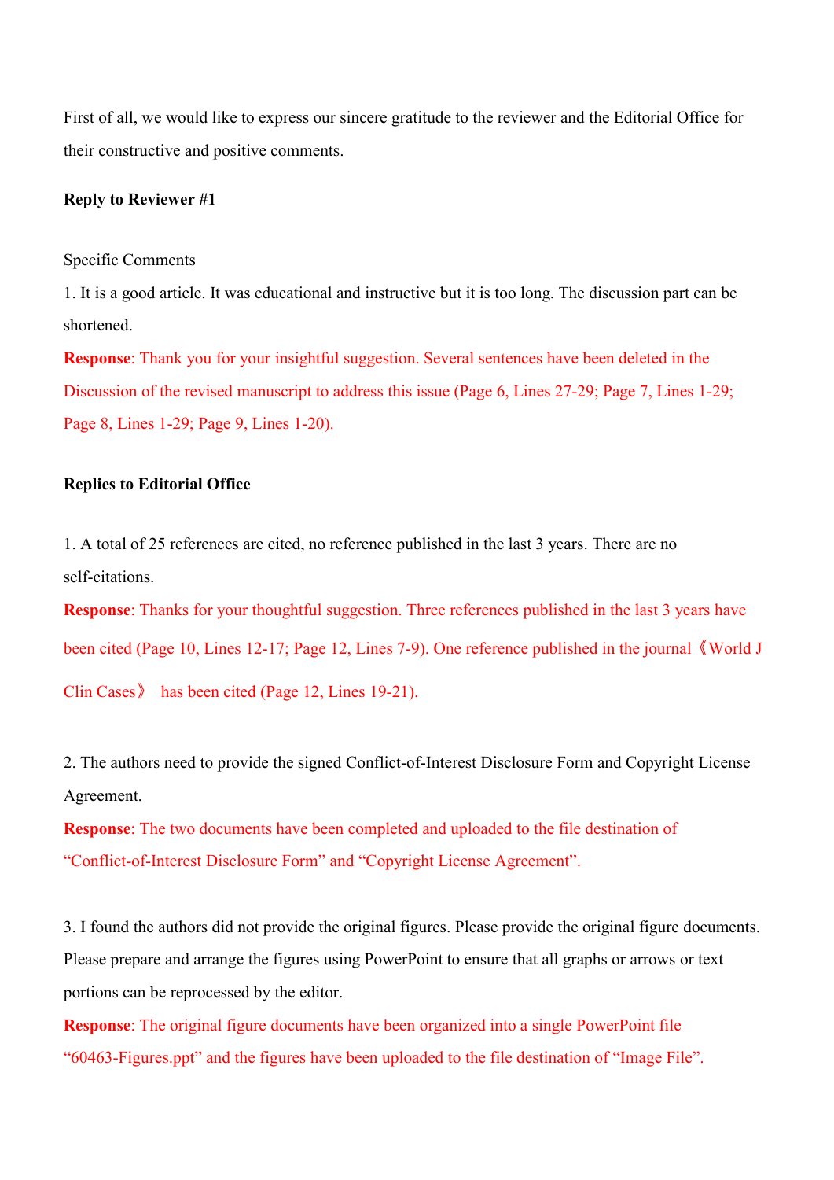First of all, we would like to express our sincere gratitude to the reviewer and the Editorial Office for their constructive and positive comments.

**Reply to Reviewer #1**

Specific Comments

1. It is a good article. It was educational and instructive but it is too long. The discussion part can be shortened.

**Response**: Thank you for your insightful suggestion. Several sentences have been deleted in the Discussion of the revised manuscript to address this issue (Page 6, Lines 27-29; Page 7, Lines 1-29; Page 8, Lines 1-29; Page 9, Lines 1-20).

**Replies to Editorial Office**

1. A total of 25 references are cited, no reference published in the last 3 years. There are no self-citations.

**Response**: Thanks for your thoughtful suggestion. Three references published in the last 3 years have been cited (Page 10, Lines 12-17; Page 12, Lines 7-9). One reference published in the journal《World J Clin Cases》 has been cited (Page 12, Lines 19-21).

2. The authors need to provide the signed Conflict-of-Interest Disclosure Form and Copyright License Agreement.

**Response**: The two documents have been completed and uploaded to the file destination of "Conflict-of-Interest Disclosure Form" and "Copyright License Agreement".

3. I found the authors did not provide the original figures. Please provide the original figure documents. Please prepare and arrange the figures using PowerPoint to ensure that all graphs or arrows or text portions can be reprocessed by the editor.

**Response**: The original figure documents have been organized into a single PowerPoint file "60463-Figures.ppt" and the figures have been uploaded to the file destination of "Image File".